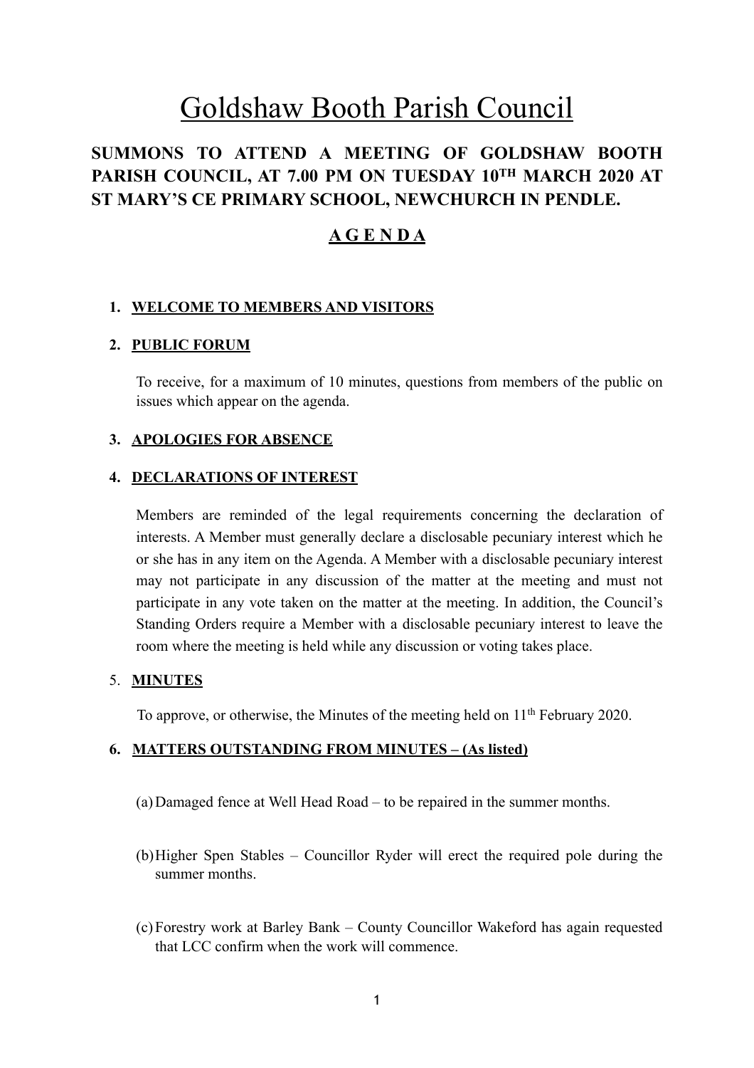# Goldshaw Booth Parish Council

**SUMMONS TO ATTEND A MEETING OF GOLDSHAW BOOTH PARISH COUNCIL, AT 7.00 PM ON TUESDAY 10TH MARCH 2020 AT ST MARY'S CE PRIMARY SCHOOL, NEWCHURCH IN PENDLE.**

## A G E N D A

1. **WELCOME TO MEMBERS AND VISITORS**

2. **PUBLIC FORUM**

   To receive, for a maximum of 10 minutes, questions from members of the public on issues which appear on the agenda.

3. **APOLOGIES FOR ABSENCE**

4. **DECLARATIONS OF INTEREST**

   Members are reminded of the legal requirements concerning the declaration of interests. A Member must generally declare a disclosable pecuniary interest which he or she has in any item on the Agenda. A Member with a disclosable pecuniary interest may not participate in any discussion of the matter at the meeting and must not participate in any vote taken on the matter at the meeting. In addition, the Council's Standing Orders require a Member with a disclosable pecuniary interest to leave the room where the meeting is held while any discussion or voting takes place.

5. **MINUTES**

   To approve, or otherwise, the Minutes of the meeting held on 11th February 2020.

6. **MATTERS OUTSTANDING FROM MINUTES – (As listed)**

   (a) Damaged fence at Well Head Road – to be repaired in the summer months.

   (b) Higher Spen Stables – Councillor Ryder will erect the required pole during the summer months.

   (c) Forestry work at Barley Bank – County Councillor Wakeford has again requested that LCC confirm when the work will commence.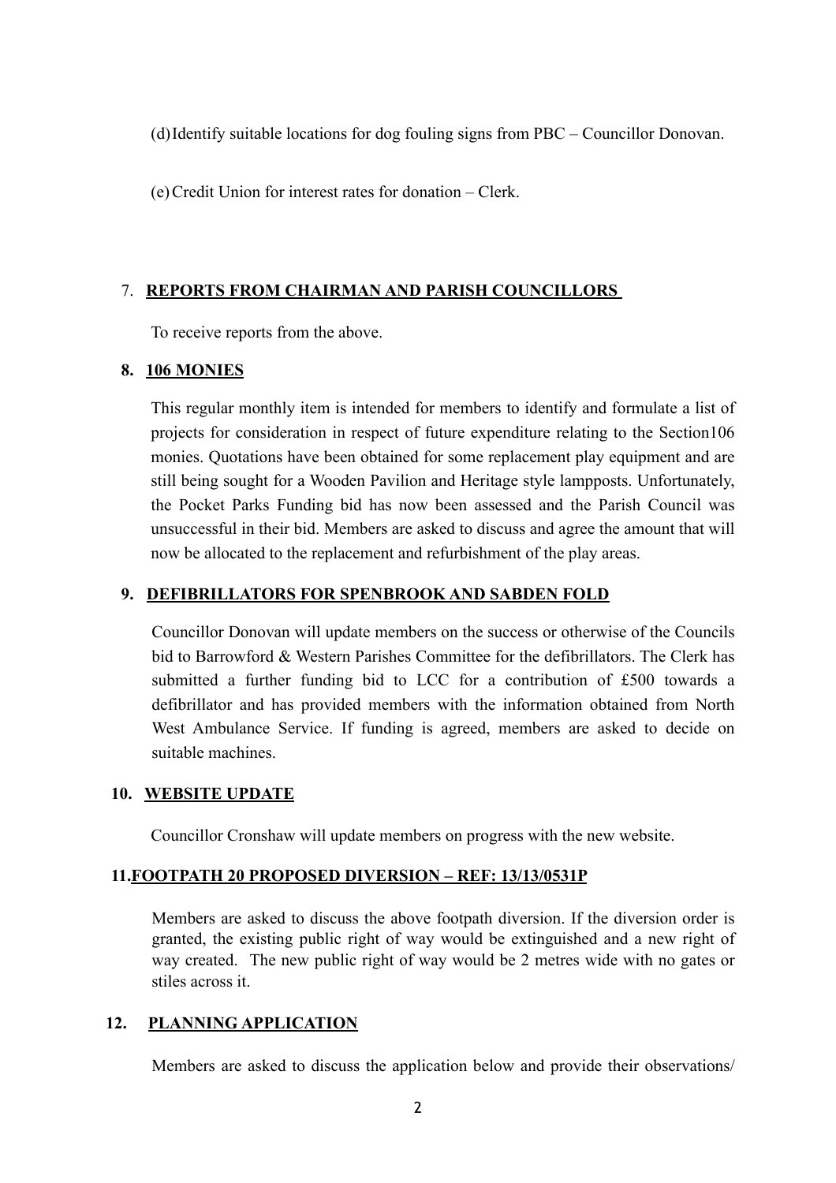(d) Identify suitable locations for dog fouling signs from PBC – Councillor Donovan.

(e) Credit Union for interest rates for donation – Clerk.

7. **REPORTS FROM CHAIRMAN AND PARISH COUNCILLORS**

To receive reports from the above.

8. **106 MONIES**

This regular monthly item is intended for members to identify and formulate a list of projects for consideration in respect of future expenditure relating to the Section106 monies. Quotations have been obtained for some replacement play equipment and are still being sought for a Wooden Pavilion and Heritage style lampposts. Unfortunately, the Pocket Parks Funding bid has now been assessed and the Parish Council was unsuccessful in their bid. Members are asked to discuss and agree the amount that will now be allocated to the replacement and refurbishment of the play areas.

9. **DEFIBRILLATORS FOR SPENBROOK AND SABDEN FOLD**

Councillor Donovan will update members on the success or otherwise of the Councils bid to Barrowford & Western Parishes Committee for the defibrillators. The Clerk has submitted a further funding bid to LCC for a contribution of £500 towards a defibrillator and has provided members with the information obtained from North West Ambulance Service. If funding is agreed, members are asked to decide on suitable machines.

10. **WEBSITE UPDATE**

Councillor Cronshaw will update members on progress with the new website.

11. **FOOTPATH 20 PROPOSED DIVERSION – REF: 13/13/0531P**

Members are asked to discuss the above footpath diversion. If the diversion order is granted, the existing public right of way would be extinguished and a new right of way created. The new public right of way would be 2 metres wide with no gates or stiles across it.

12. **PLANNING APPLICATION**

Members are asked to discuss the application below and provide their observations/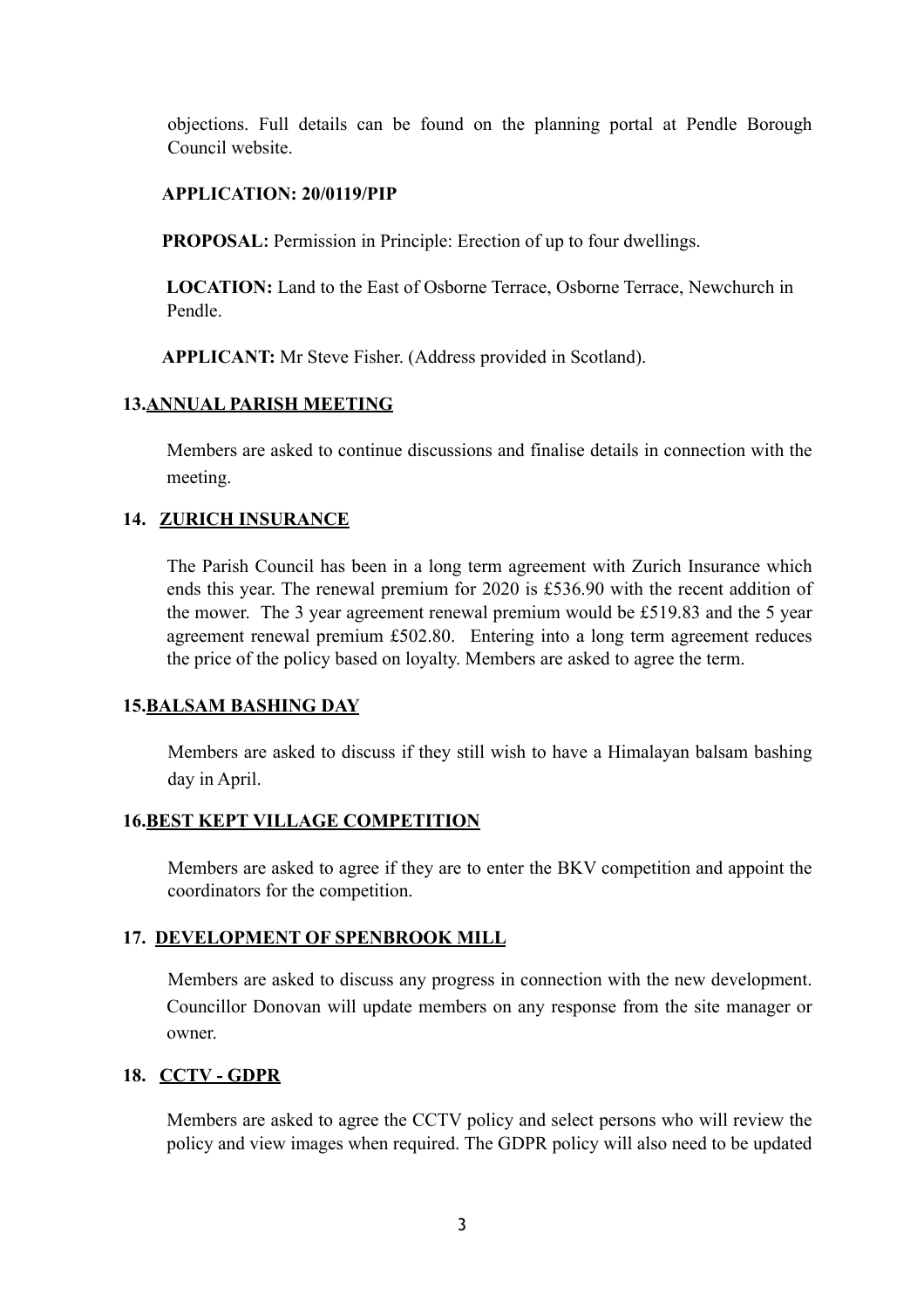objections. Full details can be found on the planning portal at Pendle Borough Council website.

**APPLICATION: 20/0119/PIP**

**PROPOSAL:** Permission in Principle: Erection of up to four dwellings.

**LOCATION:** Land to the East of Osborne Terrace, Osborne Terrace, Newchurch in Pendle.

**APPLICANT:** Mr Steve Fisher. (Address provided in Scotland).

## 13. <u>ANNUAL PARISH MEETING</u>

Members are asked to continue discussions and finalise details in connection with the meeting.

## 14. <u>ZURICH INSURANCE</u>

The Parish Council has been in a long term agreement with Zurich Insurance which ends this year. The renewal premium for 2020 is £536.90 with the recent addition of the mower. The 3 year agreement renewal premium would be £519.83 and the 5 year agreement renewal premium £502.80. Entering into a long term agreement reduces the price of the policy based on loyalty. Members are asked to agree the term.

## 15. <u>BALSAM BASHING DAY</u>

Members are asked to discuss if they still wish to have a Himalayan balsam bashing day in April.

## 16. <u>BEST KEPT VILLAGE COMPETITION</u>

Members are asked to agree if they are to enter the BKV competition and appoint the coordinators for the competition.

## 17. <u>DEVELOPMENT OF SPENBROOK MILL</u>

Members are asked to discuss any progress in connection with the new development. Councillor Donovan will update members on any response from the site manager or owner.

## 18. <u>CCTV - GDPR</u>

Members are asked to agree the CCTV policy and select persons who will review the policy and view images when required. The GDPR policy will also need to be updated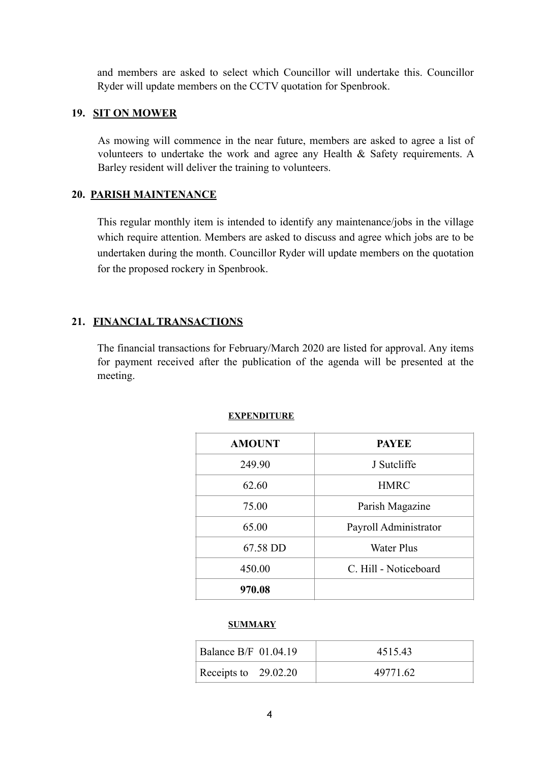and members are asked to select which Councillor will undertake this. Councillor Ryder will update members on the CCTV quotation for Spenbrook.

## 19. SIT ON MOWER

As mowing will commence in the near future, members are asked to agree a list of volunteers to undertake the work and agree any Health & Safety requirements. A Barley resident will deliver the training to volunteers.

## 20. PARISH MAINTENANCE

This regular monthly item is intended to identify any maintenance/jobs in the village which require attention. Members are asked to discuss and agree which jobs are to be undertaken during the month. Councillor Ryder will update members on the quotation for the proposed rockery in Spenbrook.

## 21. FINANCIAL TRANSACTIONS

The financial transactions for February/March 2020 are listed for approval. Any items for payment received after the publication of the agenda will be presented at the meeting.

**EXPENDITURE**

| AMOUNT | PAYEE |
|---|---|
| 249.90 | J Sutcliffe |
| 62.60 | HMRC |
| 75.00 | Parish Magazine |
| 65.00 | Payroll Administrator |
| 67.58 DD | Water Plus |
| 450.00 | C. Hill - Noticeboard |
| **970.08** | |

**SUMMARY**

| | |
|---|---|
| Balance B/F 01.04.19 | 4515.43 |
| Receipts to 29.02.20 | 49771.62 |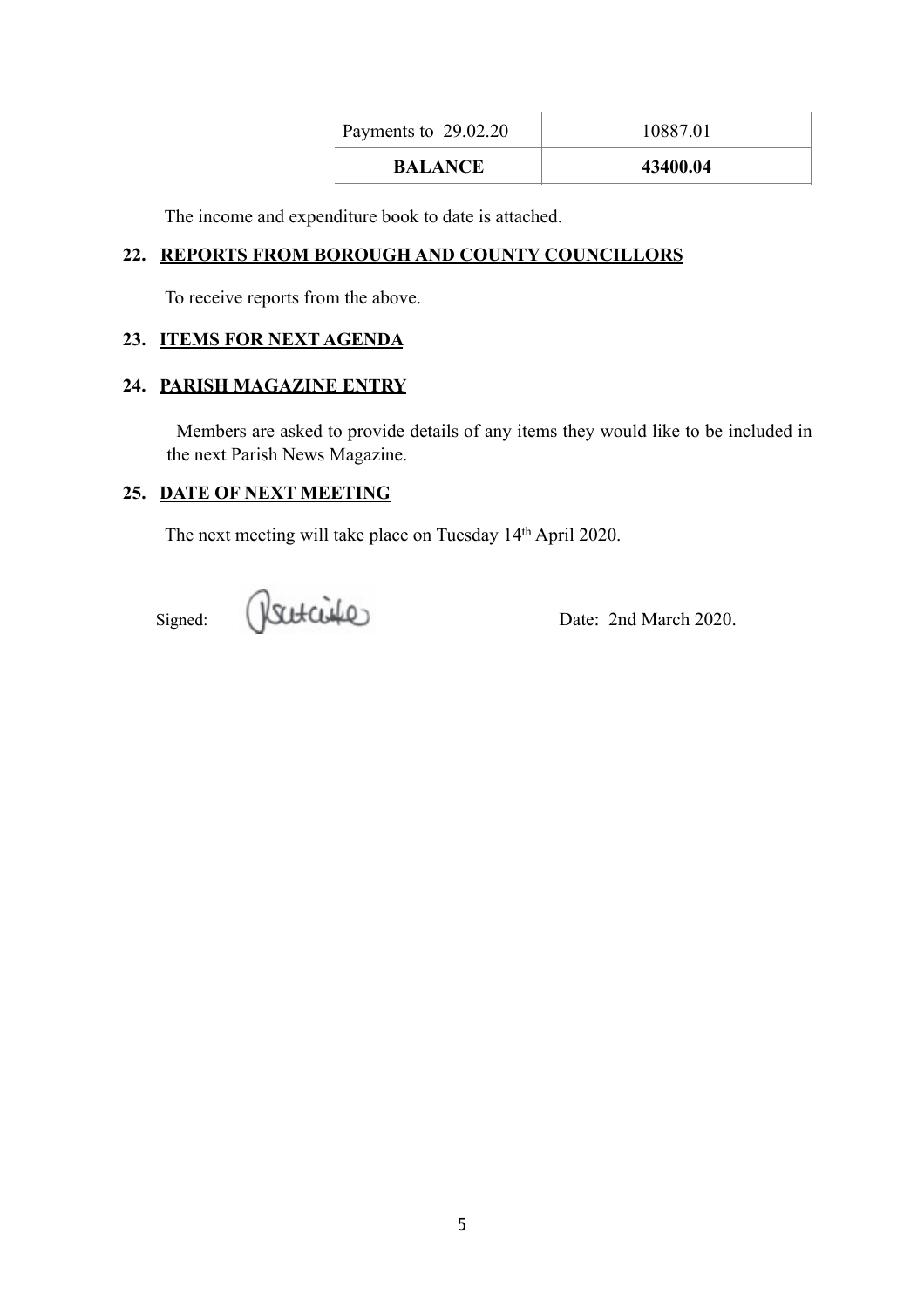| | |
|---|---|
| Payments to 29.02.20 | 10887.01 |
| **BALANCE** | **43400.04** |

The income and expenditure book to date is attached.

**22. <u>REPORTS FROM BOROUGH AND COUNTY COUNCILLORS</u>**

To receive reports from the above.

**23. <u>ITEMS FOR NEXT AGENDA</u>**

**24. <u>PARISH MAGAZINE ENTRY</u>**

Members are asked to provide details of any items they would like to be included in the next Parish News Magazine.

**25. <u>DATE OF NEXT MEETING</u>**

The next meeting will take place on Tuesday 14th April 2020.

Signed: Date: 2nd March 2020.